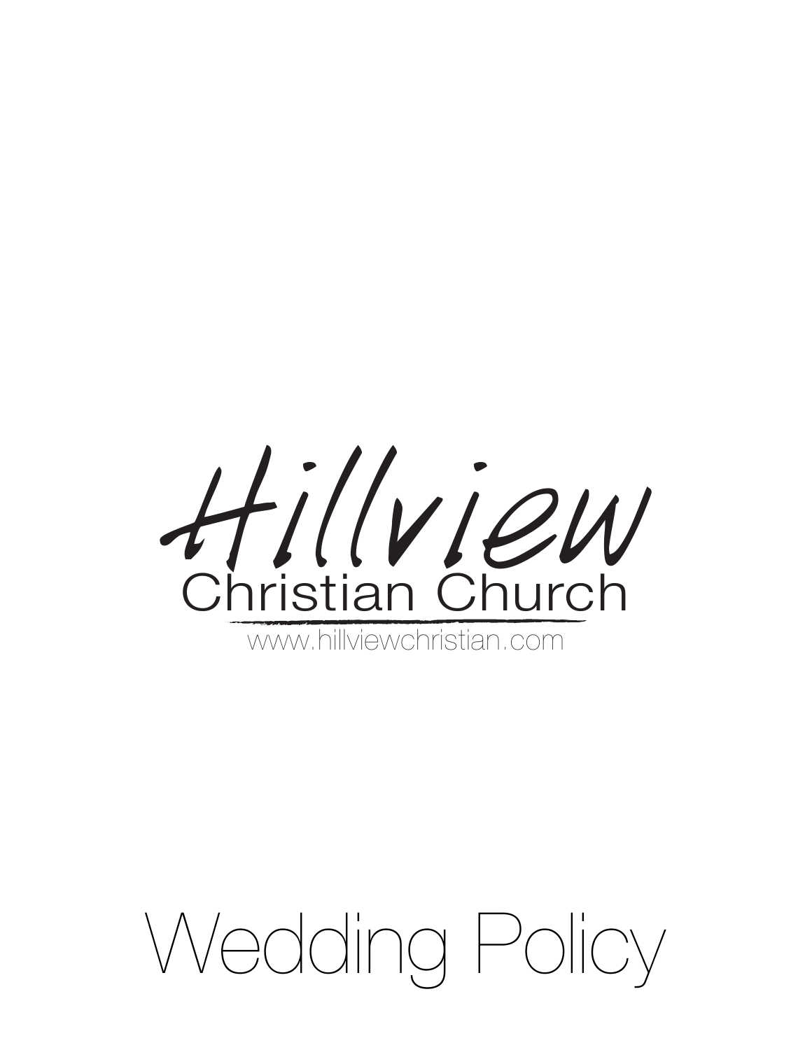Hillview

Christian Church

www.hillviewchristian.com

# Wedding Policy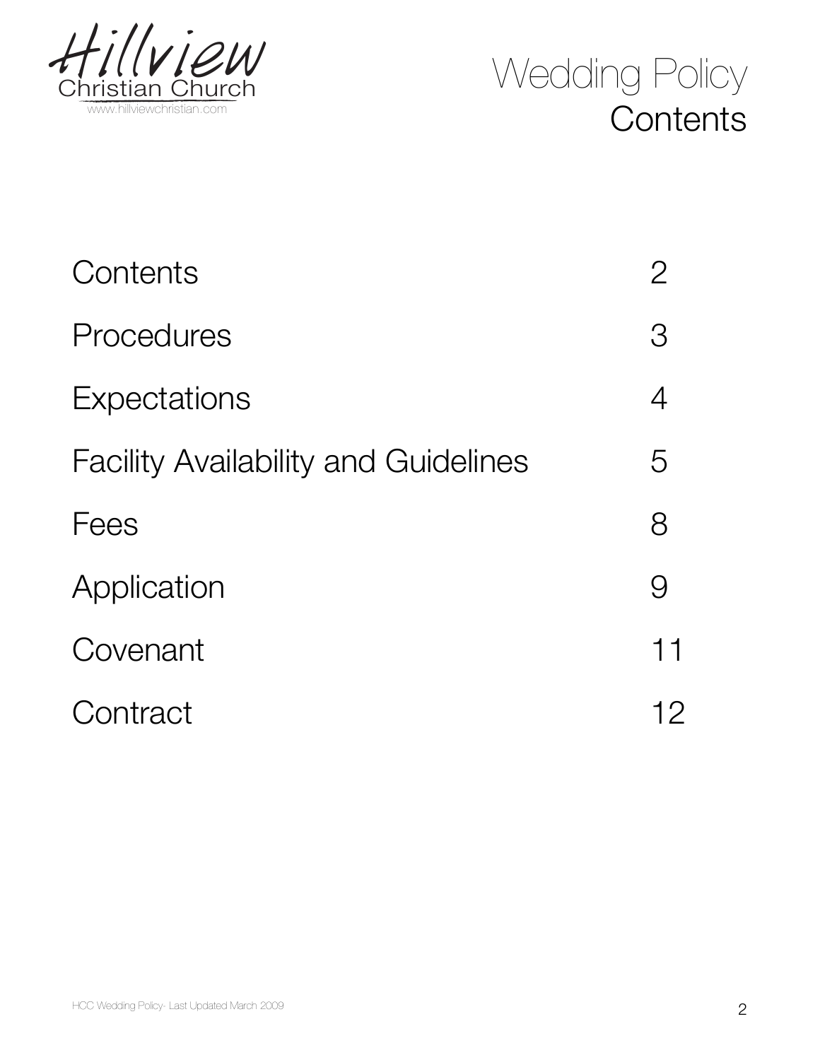Hillview Christian Church

www.hillviewchristian.com

# Wedding Policy
## Contents

| | |
|---|---|
| Contents | 2 |
| Procedures | 3 |
| Expectations | 4 |
| Facility Availability and Guidelines | 5 |
| Fees | 8 |
| Application | 9 |
| Covenant | 11 |
| Contract | 12 |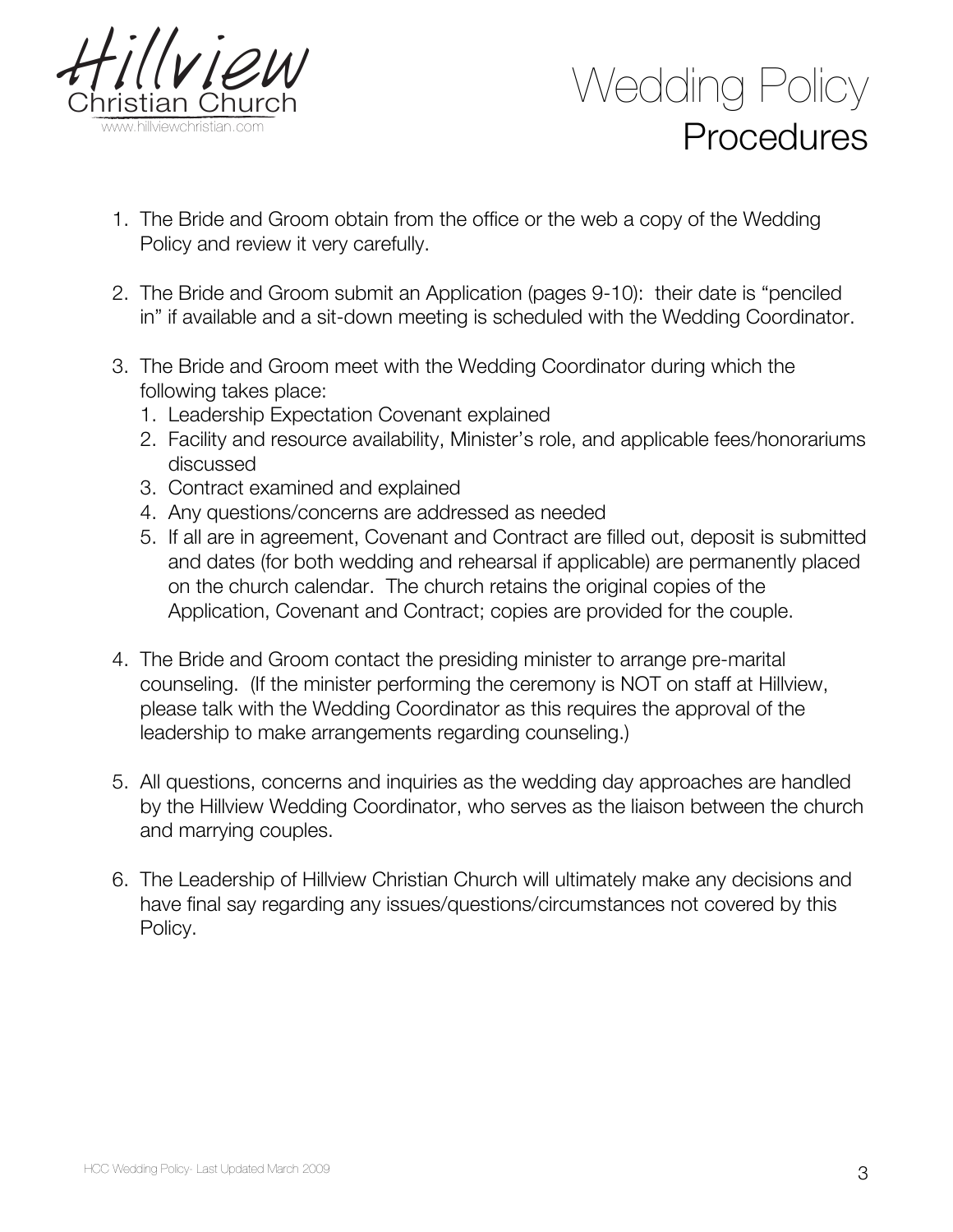# Wedding Policy

## Procedures

1. The Bride and Groom obtain from the office or the web a copy of the Wedding Policy and review it very carefully.

2. The Bride and Groom submit an Application (pages 9-10): their date is "penciled in" if available and a sit-down meeting is scheduled with the Wedding Coordinator.

3. The Bride and Groom meet with the Wedding Coordinator during which the following takes place:
   1. Leadership Expectation Covenant explained
   2. Facility and resource availability, Minister's role, and applicable fees/honorariums discussed
   3. Contract examined and explained
   4. Any questions/concerns are addressed as needed
   5. If all are in agreement, Covenant and Contract are filled out, deposit is submitted and dates (for both wedding and rehearsal if applicable) are permanently placed on the church calendar. The church retains the original copies of the Application, Covenant and Contract; copies are provided for the couple.

4. The Bride and Groom contact the presiding minister to arrange pre-marital counseling. (If the minister performing the ceremony is NOT on staff at Hillview, please talk with the Wedding Coordinator as this requires the approval of the leadership to make arrangements regarding counseling.)

5. All questions, concerns and inquiries as the wedding day approaches are handled by the Hillview Wedding Coordinator, who serves as the liaison between the church and marrying couples.

6. The Leadership of Hillview Christian Church will ultimately make any decisions and have final say regarding any issues/questions/circumstances not covered by this Policy.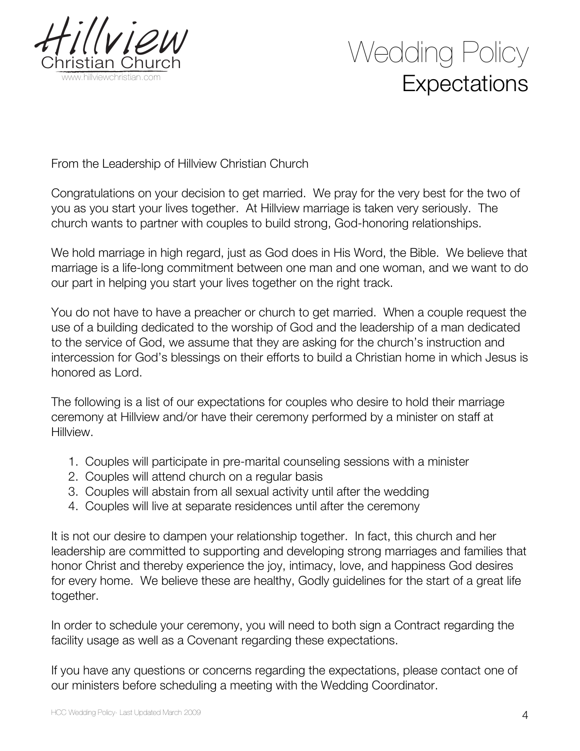# Wedding Policy
## Expectations

From the Leadership of Hillview Christian Church

Congratulations on your decision to get married. We pray for the very best for the two of you as you start your lives together. At Hillview marriage is taken very seriously. The church wants to partner with couples to build strong, God-honoring relationships.

We hold marriage in high regard, just as God does in His Word, the Bible. We believe that marriage is a life-long commitment between one man and one woman, and we want to do our part in helping you start your lives together on the right track.

You do not have to have a preacher or church to get married. When a couple request the use of a building dedicated to the worship of God and the leadership of a man dedicated to the service of God, we assume that they are asking for the church's instruction and intercession for God's blessings on their efforts to build a Christian home in which Jesus is honored as Lord.

The following is a list of our expectations for couples who desire to hold their marriage ceremony at Hillview and/or have their ceremony performed by a minister on staff at Hillview.

1. Couples will participate in pre-marital counseling sessions with a minister
2. Couples will attend church on a regular basis
3. Couples will abstain from all sexual activity until after the wedding
4. Couples will live at separate residences until after the ceremony

It is not our desire to dampen your relationship together. In fact, this church and her leadership are committed to supporting and developing strong marriages and families that honor Christ and thereby experience the joy, intimacy, love, and happiness God desires for every home. We believe these are healthy, Godly guidelines for the start of a great life together.

In order to schedule your ceremony, you will need to both sign a Contract regarding the facility usage as well as a Covenant regarding these expectations.

If you have any questions or concerns regarding the expectations, please contact one of our ministers before scheduling a meeting with the Wedding Coordinator.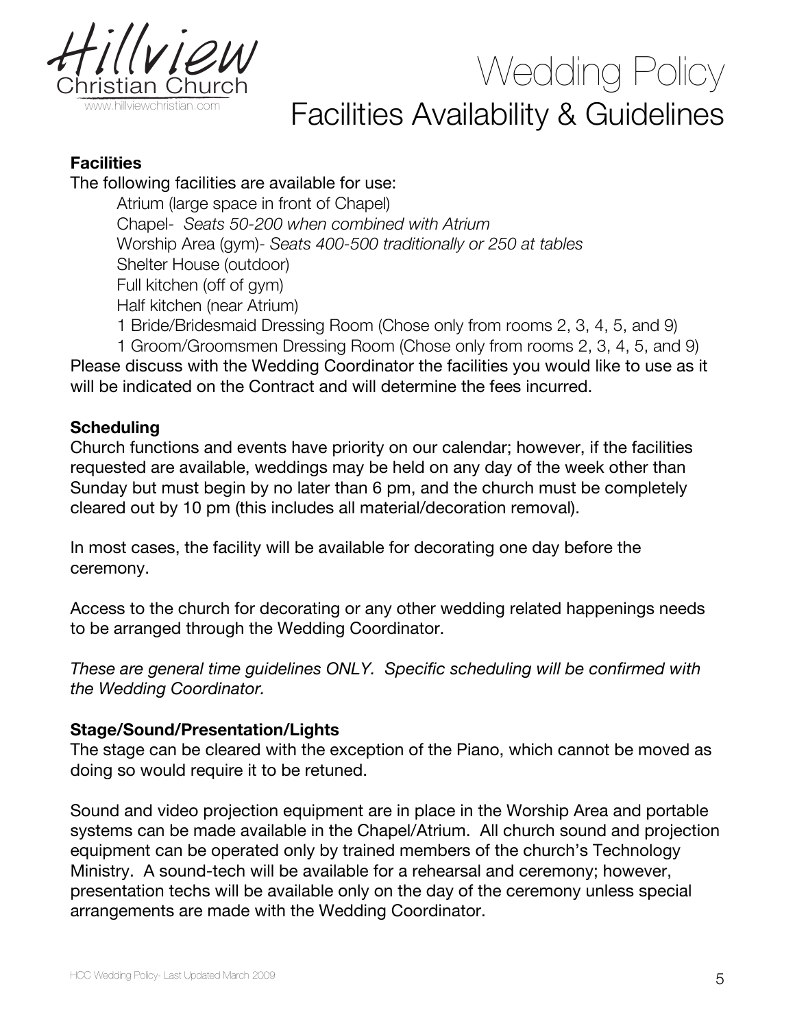# Wedding Policy

## Facilities Availability & Guidelines

**Facilities**

The following facilities are available for use:

- Atrium (large space in front of Chapel)
- Chapel- *Seats 50-200 when combined with Atrium*
- Worship Area (gym)- *Seats 400-500 traditionally or 250 at tables*
- Shelter House (outdoor)
- Full kitchen (off of gym)
- Half kitchen (near Atrium)
- 1 Bride/Bridesmaid Dressing Room (Chose only from rooms 2, 3, 4, 5, and 9)
- 1 Groom/Groomsmen Dressing Room (Chose only from rooms 2, 3, 4, 5, and 9)

Please discuss with the Wedding Coordinator the facilities you would like to use as it will be indicated on the Contract and will determine the fees incurred.

**Scheduling**

Church functions and events have priority on our calendar; however, if the facilities requested are available, weddings may be held on any day of the week other than Sunday but must begin by no later than 6 pm, and the church must be completely cleared out by 10 pm (this includes all material/decoration removal).

In most cases, the facility will be available for decorating one day before the ceremony.

Access to the church for decorating or any other wedding related happenings needs to be arranged through the Wedding Coordinator.

*These are general time guidelines ONLY. Specific scheduling will be confirmed with the Wedding Coordinator.*

**Stage/Sound/Presentation/Lights**

The stage can be cleared with the exception of the Piano, which cannot be moved as doing so would require it to be retuned.

Sound and video projection equipment are in place in the Worship Area and portable systems can be made available in the Chapel/Atrium. All church sound and projection equipment can be operated only by trained members of the church's Technology Ministry. A sound-tech will be available for a rehearsal and ceremony; however, presentation techs will be available only on the day of the ceremony unless special arrangements are made with the Wedding Coordinator.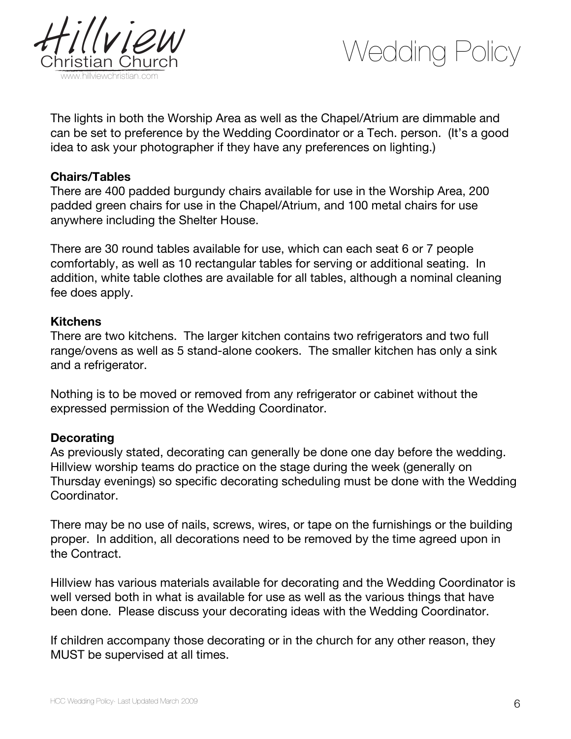The lights in both the Worship Area as well as the Chapel/Atrium are dimmable and can be set to preference by the Wedding Coordinator or a Tech. person. (It's a good idea to ask your photographer if they have any preferences on lighting.)

**Chairs/Tables**

There are 400 padded burgundy chairs available for use in the Worship Area, 200 padded green chairs for use in the Chapel/Atrium, and 100 metal chairs for use anywhere including the Shelter House.

There are 30 round tables available for use, which can each seat 6 or 7 people comfortably, as well as 10 rectangular tables for serving or additional seating. In addition, white table clothes are available for all tables, although a nominal cleaning fee does apply.

**Kitchens**

There are two kitchens. The larger kitchen contains two refrigerators and two full range/ovens as well as 5 stand-alone cookers. The smaller kitchen has only a sink and a refrigerator.

Nothing is to be moved or removed from any refrigerator or cabinet without the expressed permission of the Wedding Coordinator.

**Decorating**

As previously stated, decorating can generally be done one day before the wedding. Hillview worship teams do practice on the stage during the week (generally on Thursday evenings) so specific decorating scheduling must be done with the Wedding Coordinator.

There may be no use of nails, screws, wires, or tape on the furnishings or the building proper. In addition, all decorations need to be removed by the time agreed upon in the Contract.

Hillview has various materials available for decorating and the Wedding Coordinator is well versed both in what is available for use as well as the various things that have been done. Please discuss your decorating ideas with the Wedding Coordinator.

If children accompany those decorating or in the church for any other reason, they MUST be supervised at all times.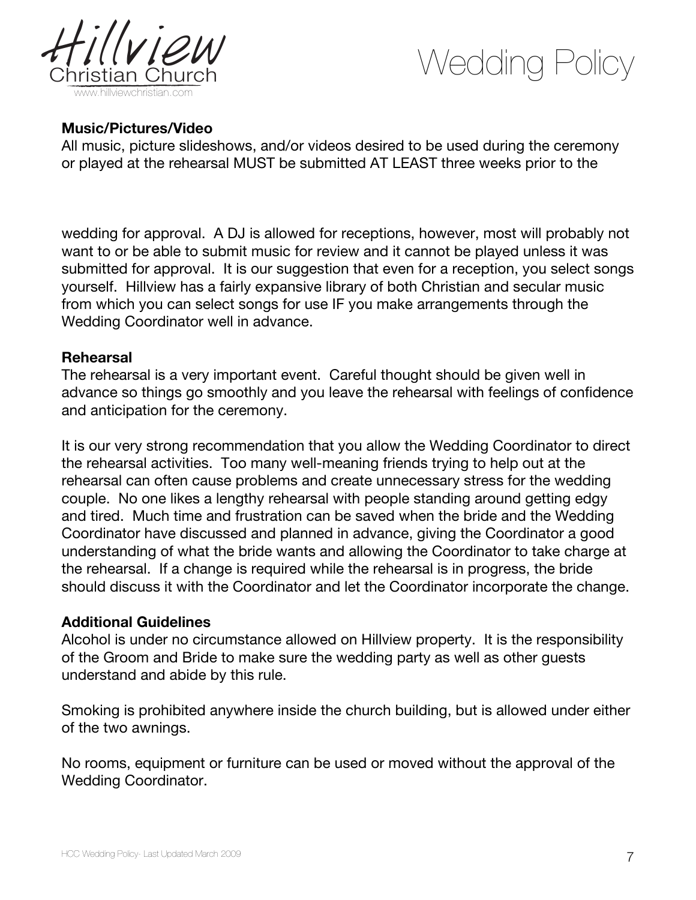**Music/Pictures/Video**

All music, picture slideshows, and/or videos desired to be used during the ceremony or played at the rehearsal MUST be submitted AT LEAST three weeks prior to the wedding for approval. A DJ is allowed for receptions, however, most will probably not want to or be able to submit music for review and it cannot be played unless it was submitted for approval. It is our suggestion that even for a reception, you select songs yourself. Hillview has a fairly expansive library of both Christian and secular music from which you can select songs for use IF you make arrangements through the Wedding Coordinator well in advance.

**Rehearsal**

The rehearsal is a very important event. Careful thought should be given well in advance so things go smoothly and you leave the rehearsal with feelings of confidence and anticipation for the ceremony.

It is our very strong recommendation that you allow the Wedding Coordinator to direct the rehearsal activities. Too many well-meaning friends trying to help out at the rehearsal can often cause problems and create unnecessary stress for the wedding couple. No one likes a lengthy rehearsal with people standing around getting edgy and tired. Much time and frustration can be saved when the bride and the Wedding Coordinator have discussed and planned in advance, giving the Coordinator a good understanding of what the bride wants and allowing the Coordinator to take charge at the rehearsal. If a change is required while the rehearsal is in progress, the bride should discuss it with the Coordinator and let the Coordinator incorporate the change.

**Additional Guidelines**

Alcohol is under no circumstance allowed on Hillview property. It is the responsibility of the Groom and Bride to make sure the wedding party as well as other guests understand and abide by this rule.

Smoking is prohibited anywhere inside the church building, but is allowed under either of the two awnings.

No rooms, equipment or furniture can be used or moved without the approval of the Wedding Coordinator.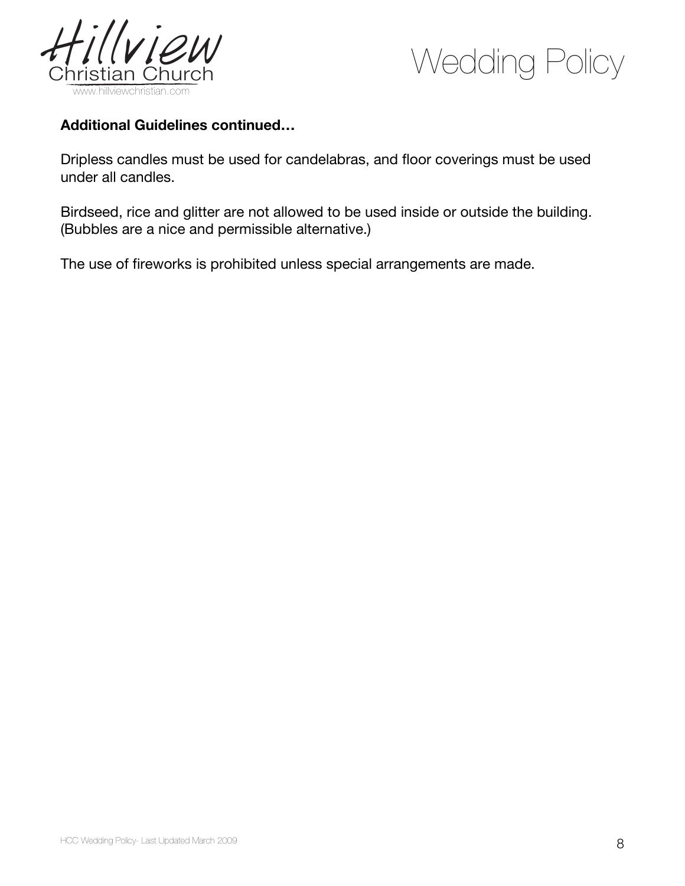**Additional Guidelines continued…**

Dripless candles must be used for candelabras, and floor coverings must be used under all candles.

Birdseed, rice and glitter are not allowed to be used inside or outside the building. (Bubbles are a nice and permissible alternative.)

The use of fireworks is prohibited unless special arrangements are made.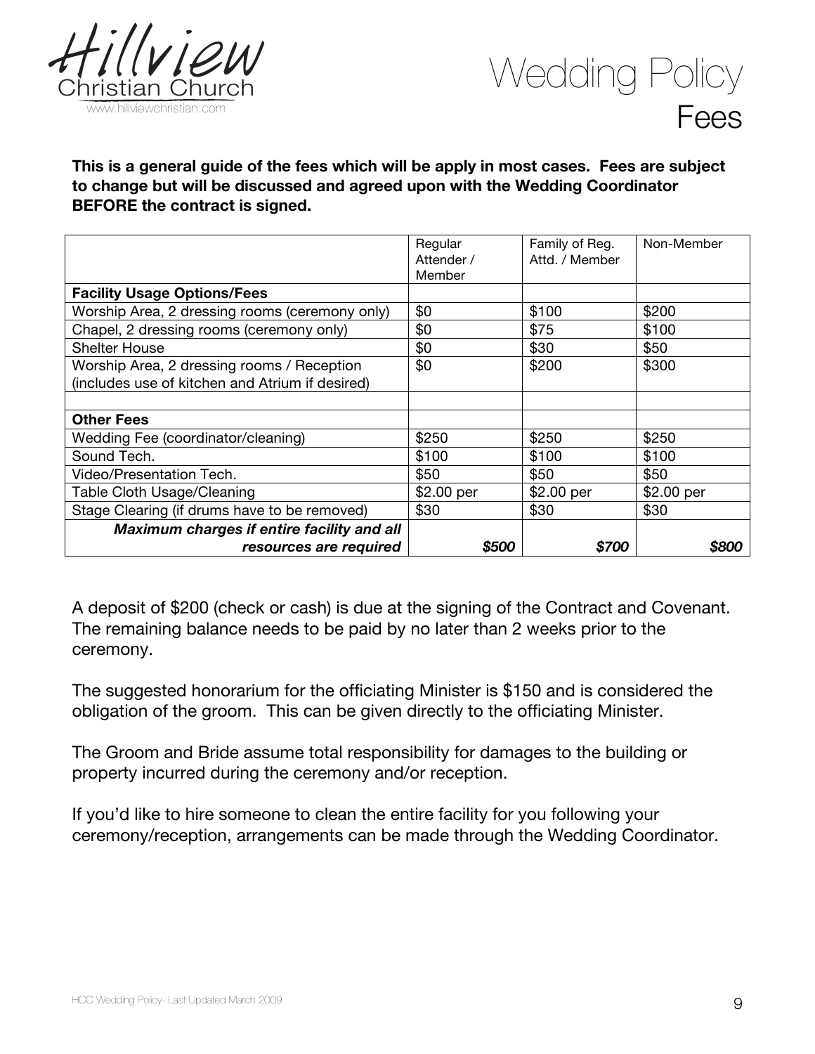# Wedding Policy

## Fees

**This is a general guide of the fees which will be apply in most cases. Fees are subject to change but will be discussed and agreed upon with the Wedding Coordinator BEFORE the contract is signed.**

| | Regular Attender / Member | Family of Reg. Attd. / Member | Non-Member |
|---|---|---|---|
| **Facility Usage Options/Fees** | | | |
| Worship Area, 2 dressing rooms (ceremony only) | $0 | $100 | $200 |
| Chapel, 2 dressing rooms (ceremony only) | $0 | $75 | $100 |
| Shelter House | $0 | $30 | $50 |
| Worship Area, 2 dressing rooms / Reception (includes use of kitchen and Atrium if desired) | $0 | $200 | $300 |
| | | | |
| **Other Fees** | | | |
| Wedding Fee (coordinator/cleaning) | $250 | $250 | $250 |
| Sound Tech. | $100 | $100 | $100 |
| Video/Presentation Tech. | $50 | $50 | $50 |
| Table Cloth Usage/Cleaning | $2.00 per | $2.00 per | $2.00 per |
| Stage Clearing (if drums have to be removed) | $30 | $30 | $30 |
| ***Maximum charges if entire facility and all resources are required*** | ***$500*** | ***$700*** | ***$800*** |

A deposit of $200 (check or cash) is due at the signing of the Contract and Covenant. The remaining balance needs to be paid by no later than 2 weeks prior to the ceremony.

The suggested honorarium for the officiating Minister is $150 and is considered the obligation of the groom. This can be given directly to the officiating Minister.

The Groom and Bride assume total responsibility for damages to the building or property incurred during the ceremony and/or reception.

If you'd like to hire someone to clean the entire facility for you following your ceremony/reception, arrangements can be made through the Wedding Coordinator.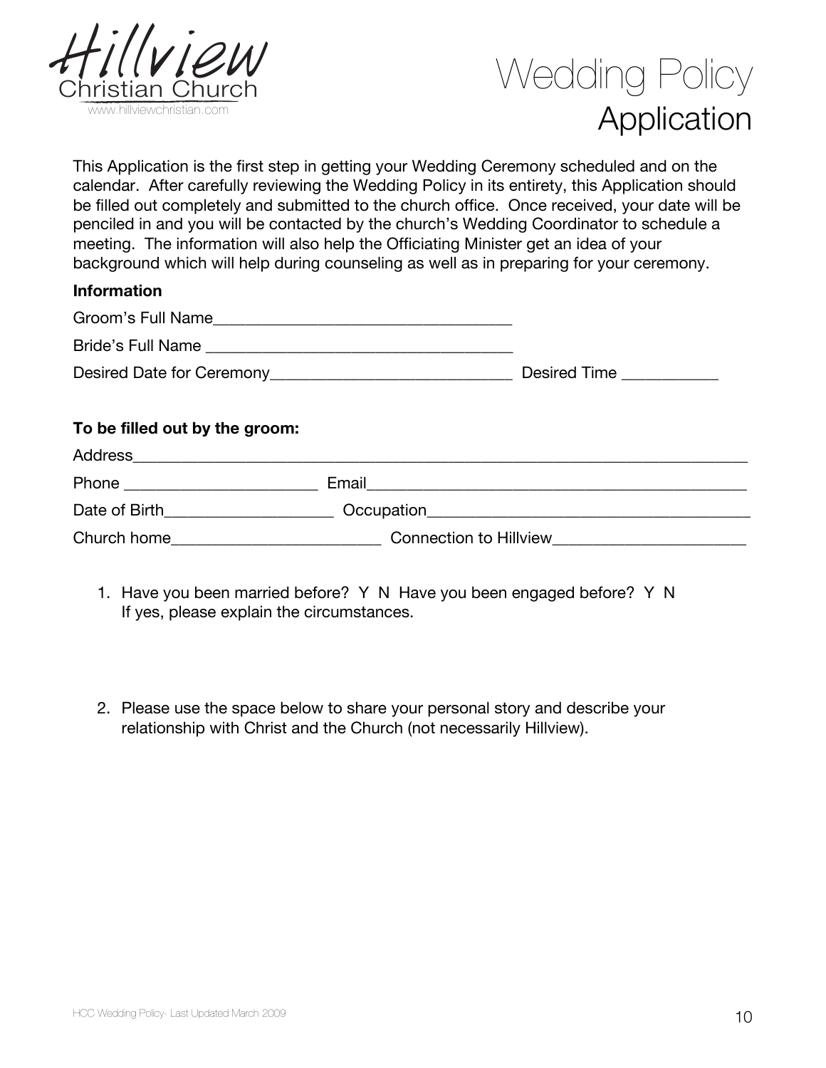Hillview
Christian Church
www.hillviewchristian.com

# Wedding Policy
## Application

This Application is the first step in getting your Wedding Ceremony scheduled and on the calendar. After carefully reviewing the Wedding Policy in its entirety, this Application should be filled out completely and submitted to the church office. Once received, your date will be penciled in and you will be contacted by the church's Wedding Coordinator to schedule a meeting. The information will also help the Officiating Minister get an idea of your background which will help during counseling as well as in preparing for your ceremony.

**Information**

Groom's Full Name___________________________________

Bride's Full Name ___________________________________

Desired Date for Ceremony____________________________ Desired Time ___________

**To be filled out by the groom:**

Address___________________________________________________________________________

Phone ______________________ Email_______________________________________________

Date of Birth____________________ Occupation_____________________________________

Church home________________________ Connection to Hillview_______________________

1. Have you been married before? Y N Have you been engaged before? Y N
   If yes, please explain the circumstances.

2. Please use the space below to share your personal story and describe your relationship with Christ and the Church (not necessarily Hillview).

HCC Wedding Policy- Last Updated March 2009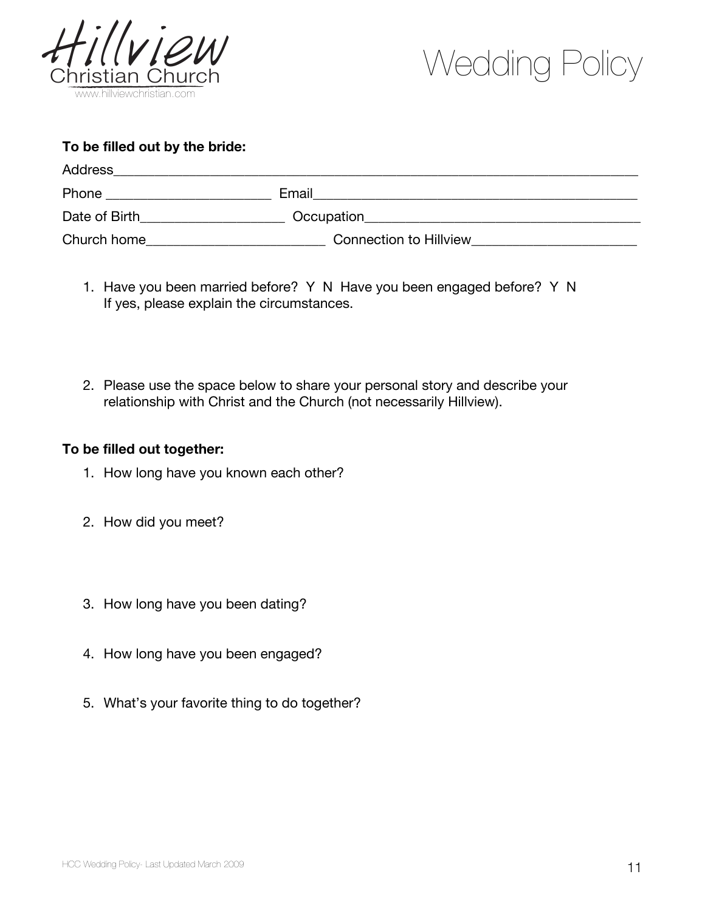# Wedding Policy

**To be filled out by the bride:**

Address_______________________________________________________________________________

Phone _______________________ Email_______________________________________________

Date of Birth____________________ Occupation________________________________________

Church home_________________________ Connection to Hillview_______________________

1. Have you been married before? Y N Have you been engaged before? Y N
   If yes, please explain the circumstances.

2. Please use the space below to share your personal story and describe your relationship with Christ and the Church (not necessarily Hillview).

**To be filled out together:**

1. How long have you known each other?

2. How did you meet?

3. How long have you been dating?

4. How long have you been engaged?

5. What's your favorite thing to do together?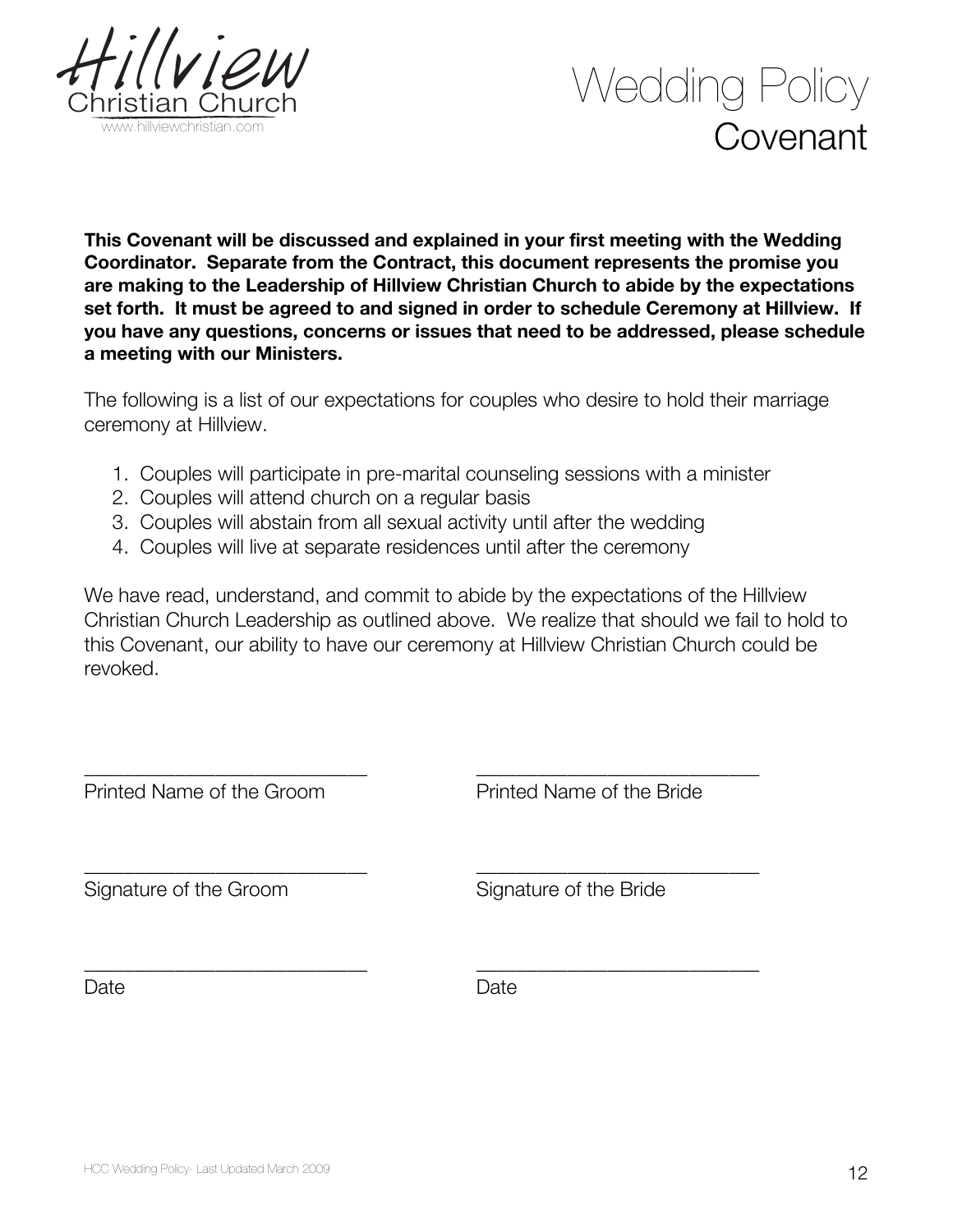Hillview Christian Church
www.hillviewchristian.com

# Wedding Policy
## Covenant

**This Covenant will be discussed and explained in your first meeting with the Wedding Coordinator. Separate from the Contract, this document represents the promise you are making to the Leadership of Hillview Christian Church to abide by the expectations set forth. It must be agreed to and signed in order to schedule Ceremony at Hillview. If you have any questions, concerns or issues that need to be addressed, please schedule a meeting with our Ministers.**

The following is a list of our expectations for couples who desire to hold their marriage ceremony at Hillview.

1. Couples will participate in pre-marital counseling sessions with a minister
2. Couples will attend church on a regular basis
3. Couples will abstain from all sexual activity until after the wedding
4. Couples will live at separate residences until after the ceremony

We have read, understand, and commit to abide by the expectations of the Hillview Christian Church Leadership as outlined above. We realize that should we fail to hold to this Covenant, our ability to have our ceremony at Hillview Christian Church could be revoked.

___________________________ Printed Name of the Groom

___________________________ Printed Name of the Bride

___________________________ Signature of the Groom

___________________________ Signature of the Bride

___________________________ Date

___________________________ Date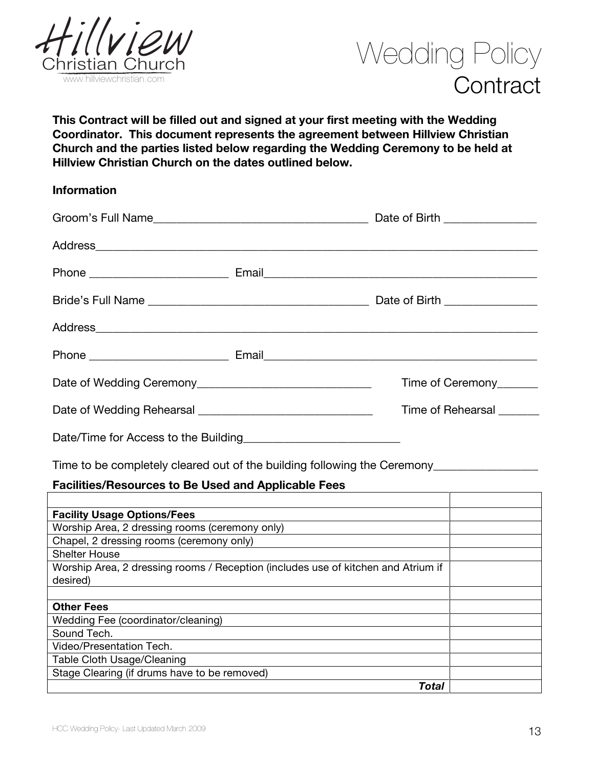# Hillview Christian Church

www.hillviewchristian.com

# Wedding Policy Contract

**This Contract will be filled out and signed at your first meeting with the Wedding Coordinator. This document represents the agreement between Hillview Christian Church and the parties listed below regarding the Wedding Ceremony to be held at Hillview Christian Church on the dates outlined below.**

**Information**

Groom's Full Name___________________________________ Date of Birth _______________

Address___________________________________________________________________________

Phone _______________________ Email______________________________________________

Bride's Full Name ___________________________________ Date of Birth _______________

Address___________________________________________________________________________

Phone _______________________ Email______________________________________________

Date of Wedding Ceremony_____________________________ Time of Ceremony_______

Date of Wedding Rehearsal _____________________________ Time of Rehearsal _______

Date/Time for Access to the Building__________________________

Time to be completely cleared out of the building following the Ceremony_________________

**Facilities/Resources to Be Used and Applicable Fees**

| | |
|---|---|
| **Facility Usage Options/Fees** | |
| Worship Area, 2 dressing rooms (ceremony only) | |
| Chapel, 2 dressing rooms (ceremony only) | |
| Shelter House | |
| Worship Area, 2 dressing rooms / Reception (includes use of kitchen and Atrium if desired) | |
| | |
| **Other Fees** | |
| Wedding Fee (coordinator/cleaning) | |
| Sound Tech. | |
| Video/Presentation Tech. | |
| Table Cloth Usage/Cleaning | |
| Stage Clearing (if drums have to be removed) | |
| ***Total*** | |

HCC Wedding Policy- Last Updated March 2009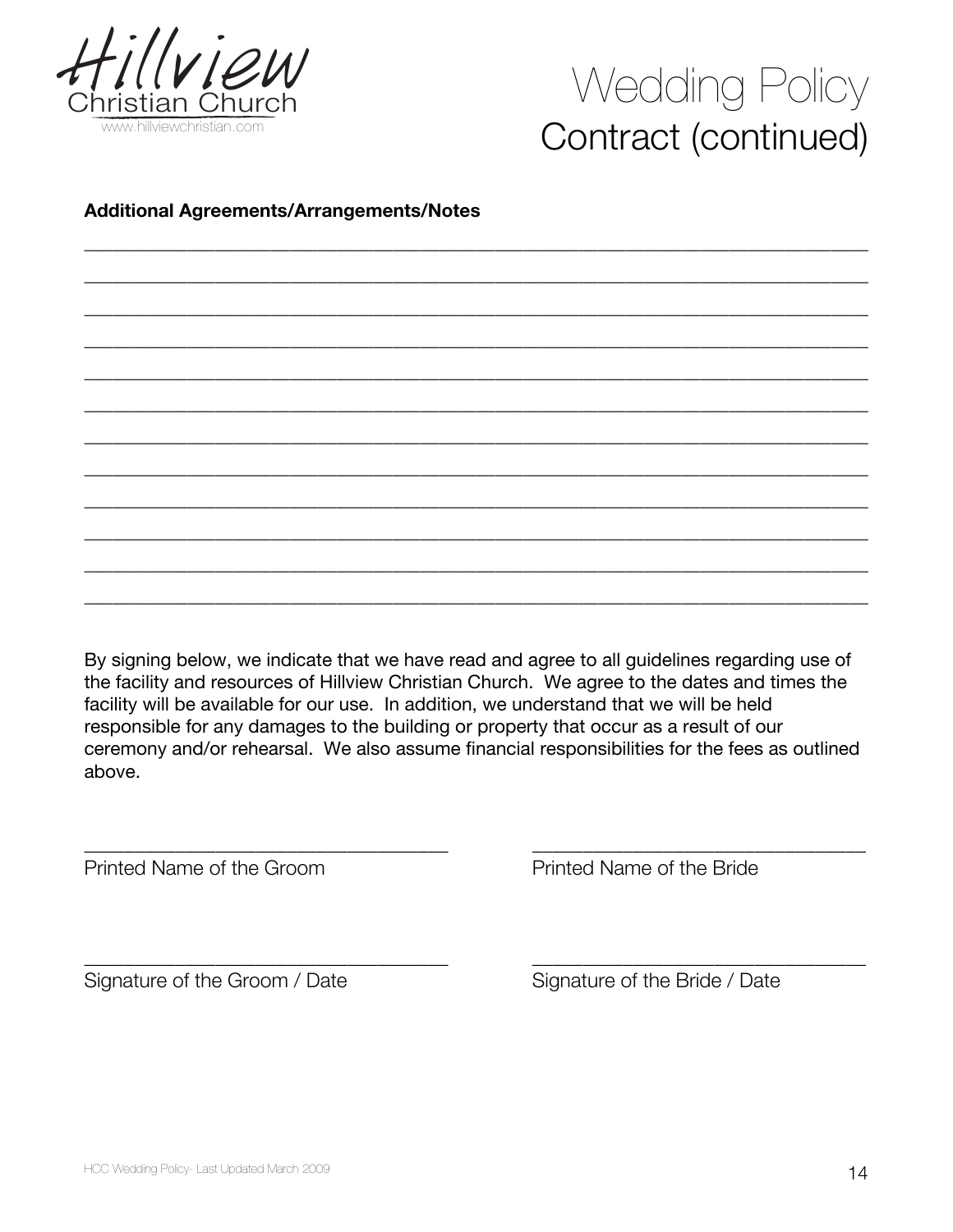# Wedding Policy
## Contract (continued)

**Additional Agreements/Arrangements/Notes**

\_\_\_\_\_\_\_\_\_\_\_\_\_\_\_\_\_\_\_\_\_\_\_\_\_\_\_\_\_\_\_\_\_\_\_\_\_\_\_\_\_\_\_\_\_\_\_\_\_\_\_\_\_\_\_\_\_\_\_\_\_\_\_\_\_\_\_\_\_\_\_\_\_\_\_\_\_\_

\_\_\_\_\_\_\_\_\_\_\_\_\_\_\_\_\_\_\_\_\_\_\_\_\_\_\_\_\_\_\_\_\_\_\_\_\_\_\_\_\_\_\_\_\_\_\_\_\_\_\_\_\_\_\_\_\_\_\_\_\_\_\_\_\_\_\_\_\_\_\_\_\_\_\_\_\_\_

\_\_\_\_\_\_\_\_\_\_\_\_\_\_\_\_\_\_\_\_\_\_\_\_\_\_\_\_\_\_\_\_\_\_\_\_\_\_\_\_\_\_\_\_\_\_\_\_\_\_\_\_\_\_\_\_\_\_\_\_\_\_\_\_\_\_\_\_\_\_\_\_\_\_\_\_\_\_

\_\_\_\_\_\_\_\_\_\_\_\_\_\_\_\_\_\_\_\_\_\_\_\_\_\_\_\_\_\_\_\_\_\_\_\_\_\_\_\_\_\_\_\_\_\_\_\_\_\_\_\_\_\_\_\_\_\_\_\_\_\_\_\_\_\_\_\_\_\_\_\_\_\_\_\_\_\_

\_\_\_\_\_\_\_\_\_\_\_\_\_\_\_\_\_\_\_\_\_\_\_\_\_\_\_\_\_\_\_\_\_\_\_\_\_\_\_\_\_\_\_\_\_\_\_\_\_\_\_\_\_\_\_\_\_\_\_\_\_\_\_\_\_\_\_\_\_\_\_\_\_\_\_\_\_\_

\_\_\_\_\_\_\_\_\_\_\_\_\_\_\_\_\_\_\_\_\_\_\_\_\_\_\_\_\_\_\_\_\_\_\_\_\_\_\_\_\_\_\_\_\_\_\_\_\_\_\_\_\_\_\_\_\_\_\_\_\_\_\_\_\_\_\_\_\_\_\_\_\_\_\_\_\_\_

\_\_\_\_\_\_\_\_\_\_\_\_\_\_\_\_\_\_\_\_\_\_\_\_\_\_\_\_\_\_\_\_\_\_\_\_\_\_\_\_\_\_\_\_\_\_\_\_\_\_\_\_\_\_\_\_\_\_\_\_\_\_\_\_\_\_\_\_\_\_\_\_\_\_\_\_\_\_

\_\_\_\_\_\_\_\_\_\_\_\_\_\_\_\_\_\_\_\_\_\_\_\_\_\_\_\_\_\_\_\_\_\_\_\_\_\_\_\_\_\_\_\_\_\_\_\_\_\_\_\_\_\_\_\_\_\_\_\_\_\_\_\_\_\_\_\_\_\_\_\_\_\_\_\_\_\_

\_\_\_\_\_\_\_\_\_\_\_\_\_\_\_\_\_\_\_\_\_\_\_\_\_\_\_\_\_\_\_\_\_\_\_\_\_\_\_\_\_\_\_\_\_\_\_\_\_\_\_\_\_\_\_\_\_\_\_\_\_\_\_\_\_\_\_\_\_\_\_\_\_\_\_\_\_\_

\_\_\_\_\_\_\_\_\_\_\_\_\_\_\_\_\_\_\_\_\_\_\_\_\_\_\_\_\_\_\_\_\_\_\_\_\_\_\_\_\_\_\_\_\_\_\_\_\_\_\_\_\_\_\_\_\_\_\_\_\_\_\_\_\_\_\_\_\_\_\_\_\_\_\_\_\_\_

\_\_\_\_\_\_\_\_\_\_\_\_\_\_\_\_\_\_\_\_\_\_\_\_\_\_\_\_\_\_\_\_\_\_\_\_\_\_\_\_\_\_\_\_\_\_\_\_\_\_\_\_\_\_\_\_\_\_\_\_\_\_\_\_\_\_\_\_\_\_\_\_\_\_\_\_\_\_

\_\_\_\_\_\_\_\_\_\_\_\_\_\_\_\_\_\_\_\_\_\_\_\_\_\_\_\_\_\_\_\_\_\_\_\_\_\_\_\_\_\_\_\_\_\_\_\_\_\_\_\_\_\_\_\_\_\_\_\_\_\_\_\_\_\_\_\_\_\_\_\_\_\_\_\_\_\_

By signing below, we indicate that we have read and agree to all guidelines regarding use of the facility and resources of Hillview Christian Church. We agree to the dates and times the facility will be available for our use. In addition, we understand that we will be held responsible for any damages to the building or property that occur as a result of our ceremony and/or rehearsal. We also assume financial responsibilities for the fees as outlined above.

\_\_\_\_\_\_\_\_\_\_\_\_\_\_\_\_\_\_\_\_\_\_\_\_\_\_\_\_\_\_\_\_\_\_\_\_
Printed Name of the Groom

\_\_\_\_\_\_\_\_\_\_\_\_\_\_\_\_\_\_\_\_\_\_\_\_\_\_\_\_\_\_\_\_\_\_\_\_
Printed Name of the Bride

\_\_\_\_\_\_\_\_\_\_\_\_\_\_\_\_\_\_\_\_\_\_\_\_\_\_\_\_\_\_\_\_\_\_\_\_
Signature of the Groom / Date

\_\_\_\_\_\_\_\_\_\_\_\_\_\_\_\_\_\_\_\_\_\_\_\_\_\_\_\_\_\_\_\_\_\_\_\_
Signature of the Bride / Date